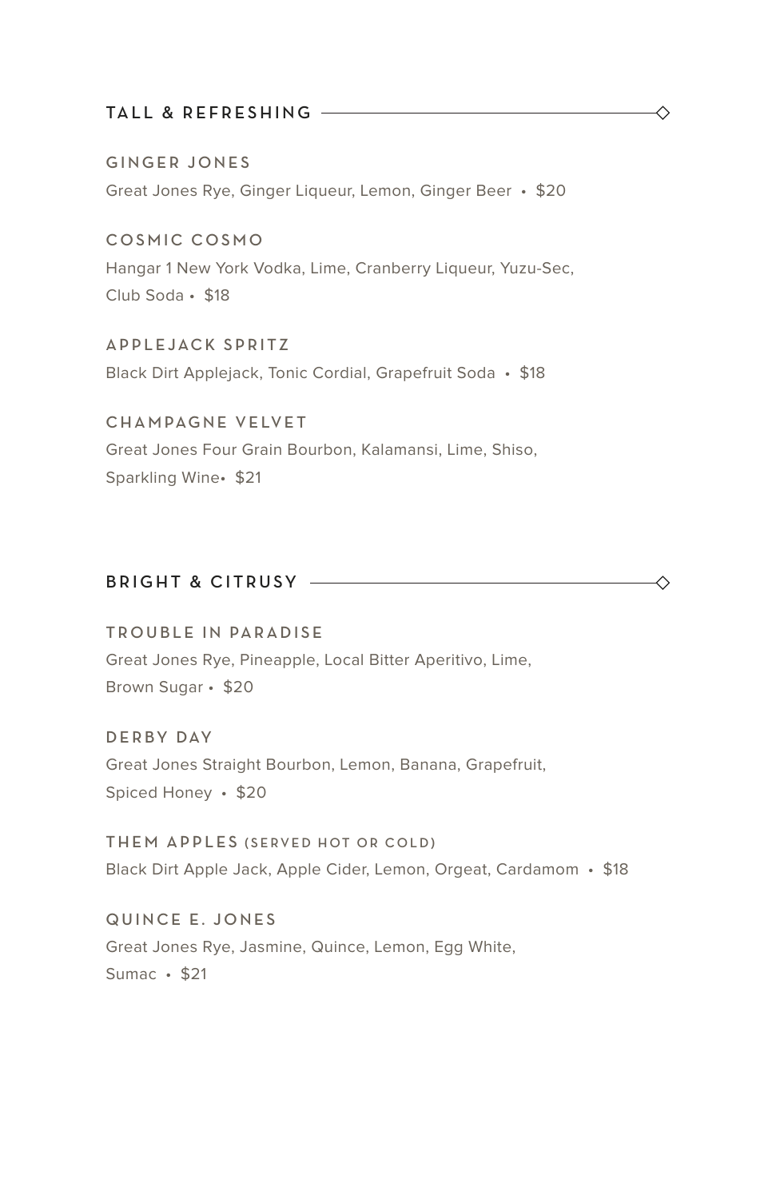## TALL & REFRESHING

### GINGER JONES
Great Jones Rye, Ginger Liqueur, Lemon, Ginger Beer • $20

### COSMIC COSMO
Hangar 1 New York Vodka, Lime, Cranberry Liqueur, Yuzu-Sec, Club Soda • $18

### APPLEJACK SPRITZ
Black Dirt Applejack, Tonic Cordial, Grapefruit Soda • $18

### CHAMPAGNE VELVET
Great Jones Four Grain Bourbon, Kalamansi, Lime, Shiso, Sparkling Wine• $21

## BRIGHT & CITRUSY

### TROUBLE IN PARADISE
Great Jones Rye, Pineapple, Local Bitter Aperitivo, Lime, Brown Sugar • $20

### DERBY DAY
Great Jones Straight Bourbon, Lemon, Banana, Grapefruit, Spiced Honey • $20

### THEM APPLES (SERVED HOT OR COLD)
Black Dirt Apple Jack, Apple Cider, Lemon, Orgeat, Cardamom • $18

### QUINCE E. JONES
Great Jones Rye, Jasmine, Quince, Lemon, Egg White, Sumac • $21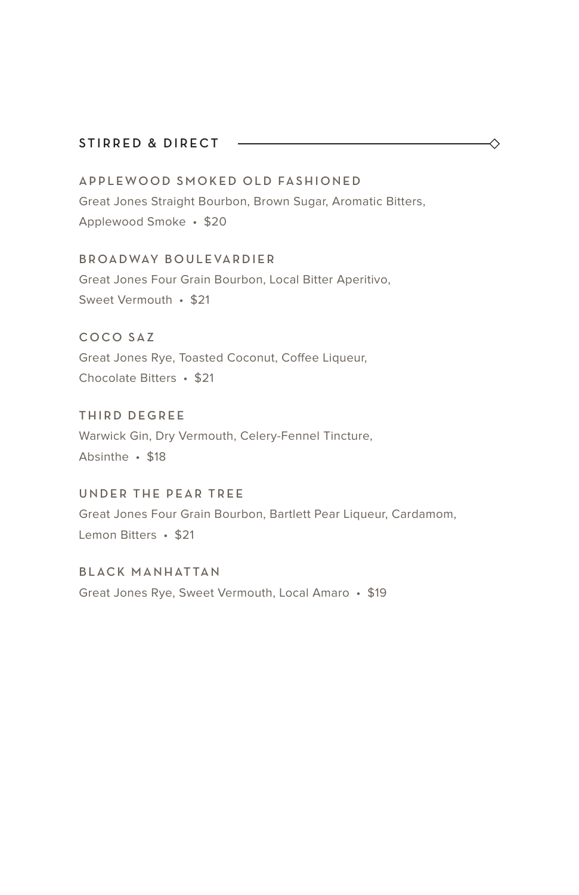## STIRRED & DIRECT

### APPLEWOOD SMOKED OLD FASHIONED

Great Jones Straight Bourbon, Brown Sugar, Aromatic Bitters, Applewood Smoke • $20

### BROADWAY BOULEVARDIER

Great Jones Four Grain Bourbon, Local Bitter Aperitivo, Sweet Vermouth • $21

### COCO SAZ

Great Jones Rye, Toasted Coconut, Coffee Liqueur, Chocolate Bitters • $21

### THIRD DEGREE

Warwick Gin, Dry Vermouth, Celery-Fennel Tincture, Absinthe • $18

### UNDER THE PEAR TREE

Great Jones Four Grain Bourbon, Bartlett Pear Liqueur, Cardamom, Lemon Bitters • $21

### BLACK MANHATTAN

Great Jones Rye, Sweet Vermouth, Local Amaro • $19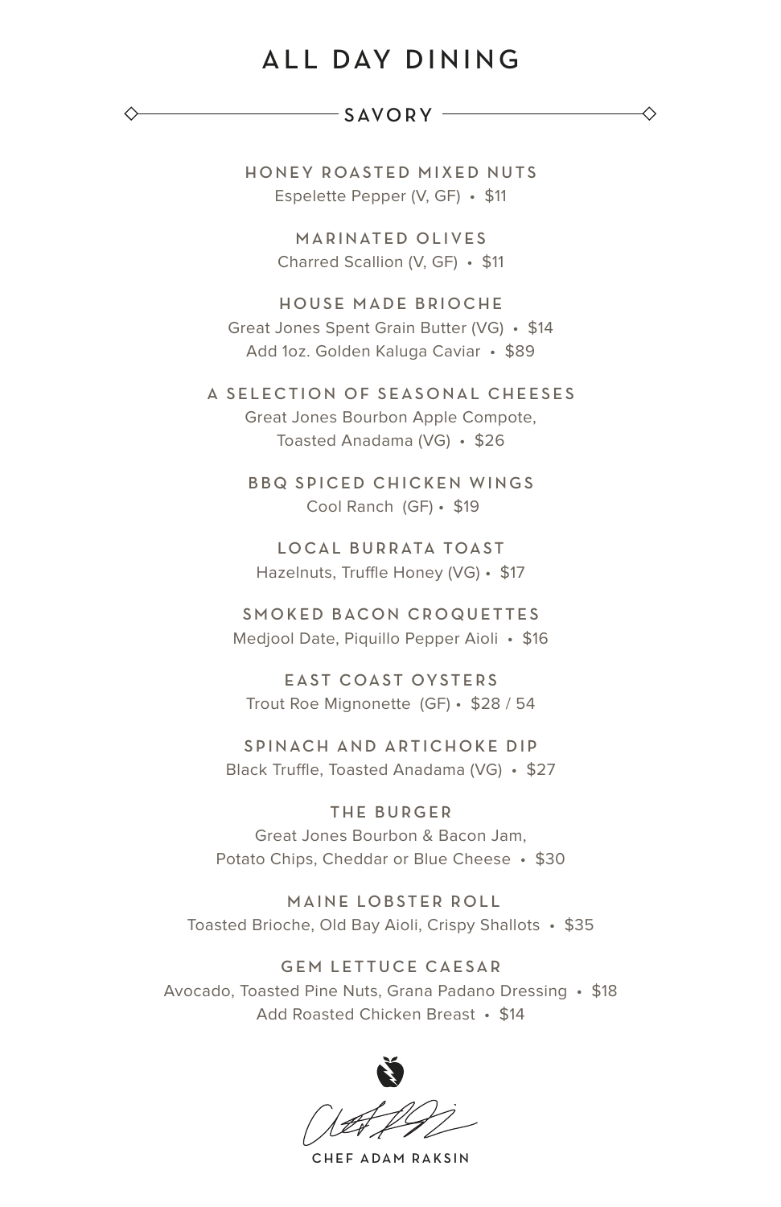# ALL DAY DINING

## SAVORY

### HONEY ROASTED MIXED NUTS
Espelette Pepper (V, GF) • $11

### MARINATED OLIVES
Charred Scallion (V, GF) • $11

### HOUSE MADE BRIOCHE
Great Jones Spent Grain Butter (VG) • $14
Add 1oz. Golden Kaluga Caviar • $89

### A SELECTION OF SEASONAL CHEESES
Great Jones Bourbon Apple Compote,
Toasted Anadama (VG) • $26

### BBQ SPICED CHICKEN WINGS
Cool Ranch (GF) • $19

### LOCAL BURRATA TOAST
Hazelnuts, Truffle Honey (VG) • $17

### SMOKED BACON CROQUETTES
Medjool Date, Piquillo Pepper Aioli • $16

### EAST COAST OYSTERS
Trout Roe Mignonette (GF) • $28 / 54

### SPINACH AND ARTICHOKE DIP
Black Truffle, Toasted Anadama (VG) • $27

### THE BURGER
Great Jones Bourbon & Bacon Jam,
Potato Chips, Cheddar or Blue Cheese • $30

### MAINE LOBSTER ROLL
Toasted Brioche, Old Bay Aioli, Crispy Shallots • $35

### GEM LETTUCE CAESAR
Avocado, Toasted Pine Nuts, Grana Padano Dressing • $18
Add Roasted Chicken Breast • $14

CHEF ADAM RAKSIN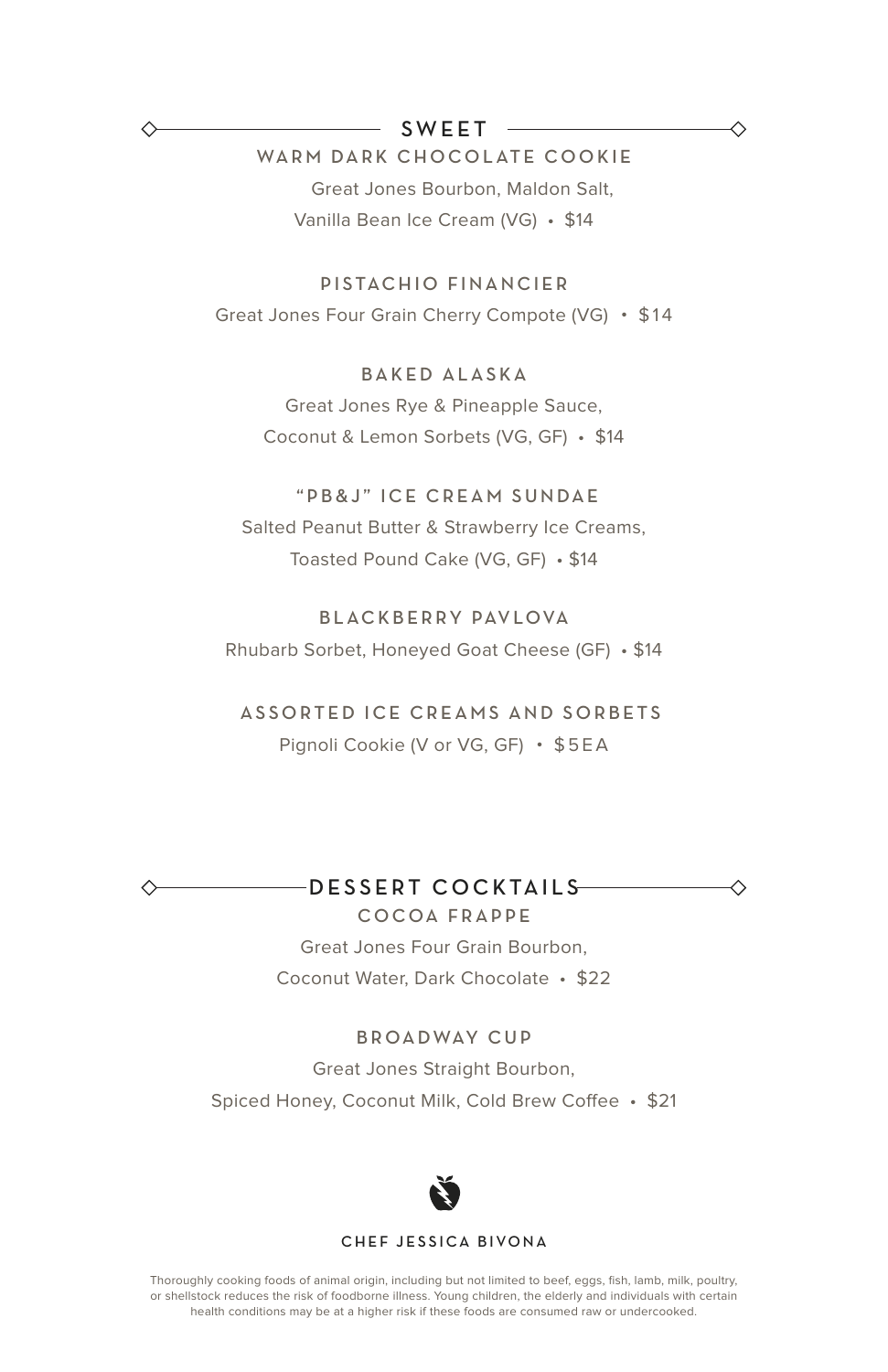## SWEET

### WARM DARK CHOCOLATE COOKIE

Great Jones Bourbon, Maldon Salt,
Vanilla Bean Ice Cream (VG) • $14

### PISTACHIO FINANCIER

Great Jones Four Grain Cherry Compote (VG) • $14

### BAKED ALASKA

Great Jones Rye & Pineapple Sauce,
Coconut & Lemon Sorbets (VG, GF) • $14

### "PB&J" ICE CREAM SUNDAE

Salted Peanut Butter & Strawberry Ice Creams,
Toasted Pound Cake (VG, GF) • $14

### BLACKBERRY PAVLOVA

Rhubarb Sorbet, Honeyed Goat Cheese (GF) • $14

### ASSORTED ICE CREAMS AND SORBETS

Pignoli Cookie (V or VG, GF) • $5EA

## DESSERT COCKTAILS

### COCOA FRAPPE

Great Jones Four Grain Bourbon,
Coconut Water, Dark Chocolate • $22

### BROADWAY CUP

Great Jones Straight Bourbon,
Spiced Honey, Coconut Milk, Cold Brew Coffee • $21

CHEF JESSICA BIVONA

Thoroughly cooking foods of animal origin, including but not limited to beef, eggs, fish, lamb, milk, poultry, or shellstock reduces the risk of foodborne illness. Young children, the elderly and individuals with certain health conditions may be at a higher risk if these foods are consumed raw or undercooked.